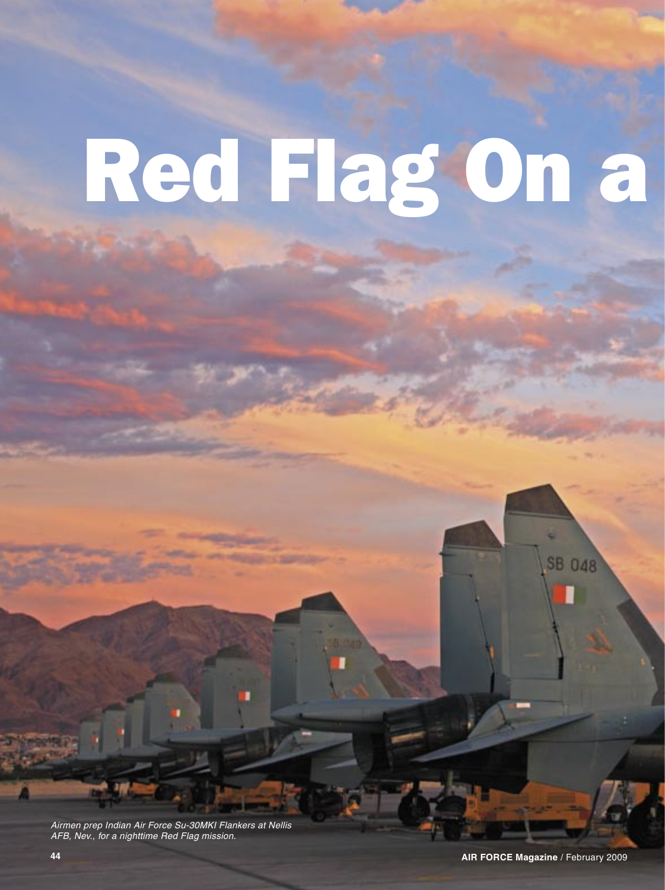# Red Flag On a

*Airmen prep Indian Air Force Su-30MKI Flankers at Nellis AFB, Nev., for a nighttime Red Flag mission.*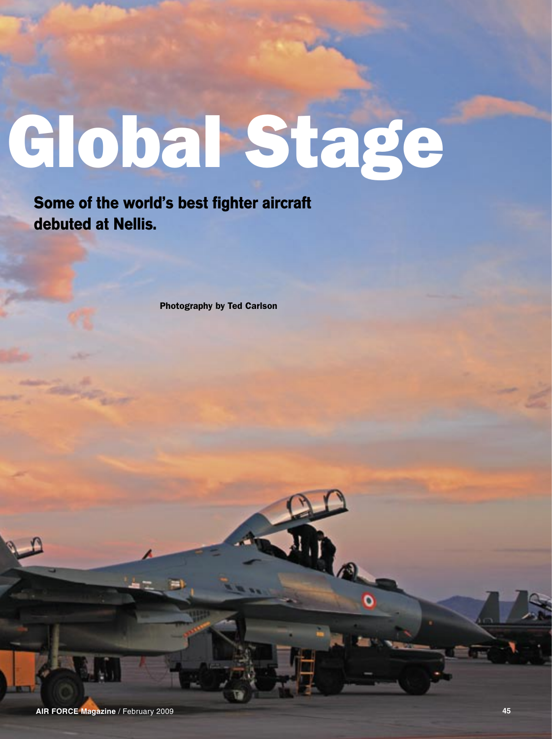# Global Stage

## Some of the world's best fighter aircraft debuted at Nellis.

**Photography by Ted Carlson**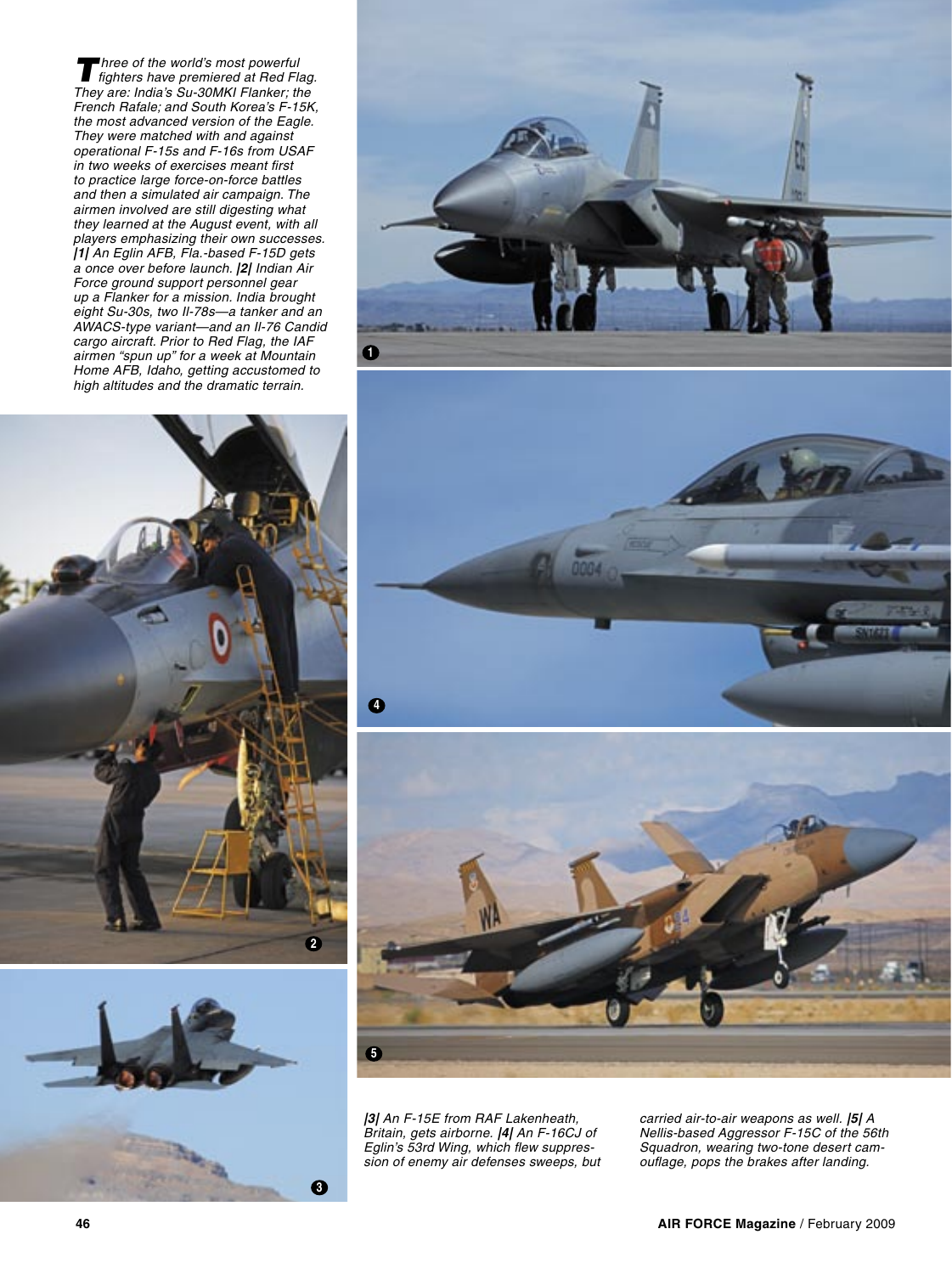*Three of the world's most powerful fighters have premiered at Red Flag. They are: India's Su-30MKI Flanker; the French Rafale; and South Korea's F-15K, the most advanced version of the Eagle. They were matched with and against operational F-15s and F-16s from USAF in two weeks of exercises meant first to practice large force-on-force battles and then a simulated air campaign. The airmen involved are still digesting what they learned at the August event, with all players emphasizing their own successes.* ***|1|*** *An Eglin AFB, Fla.-based F-15D gets a once over before launch.* ***|2|*** *Indian Air Force ground support personnel gear up a Flanker for a mission. India brought eight Su-30s, two Il-78s—a tanker and an AWACS-type variant—and an Il-76 Candid cargo aircraft. Prior to Red Flag, the IAF airmen "spun up" for a week at Mountain Home AFB, Idaho, getting accustomed to high altitudes and the dramatic terrain.*

***|3|*** *An F-15E from RAF Lakenheath, Britain, gets airborne.* ***|4|*** *An F-16CJ of Eglin's 53rd Wing, which flew suppression of enemy air defenses sweeps, but carried air-to-air weapons as well.* ***|5|*** *A Nellis-based Aggressor F-15C of the 56th Squadron, wearing two-tone desert camouflage, pops the brakes after landing.*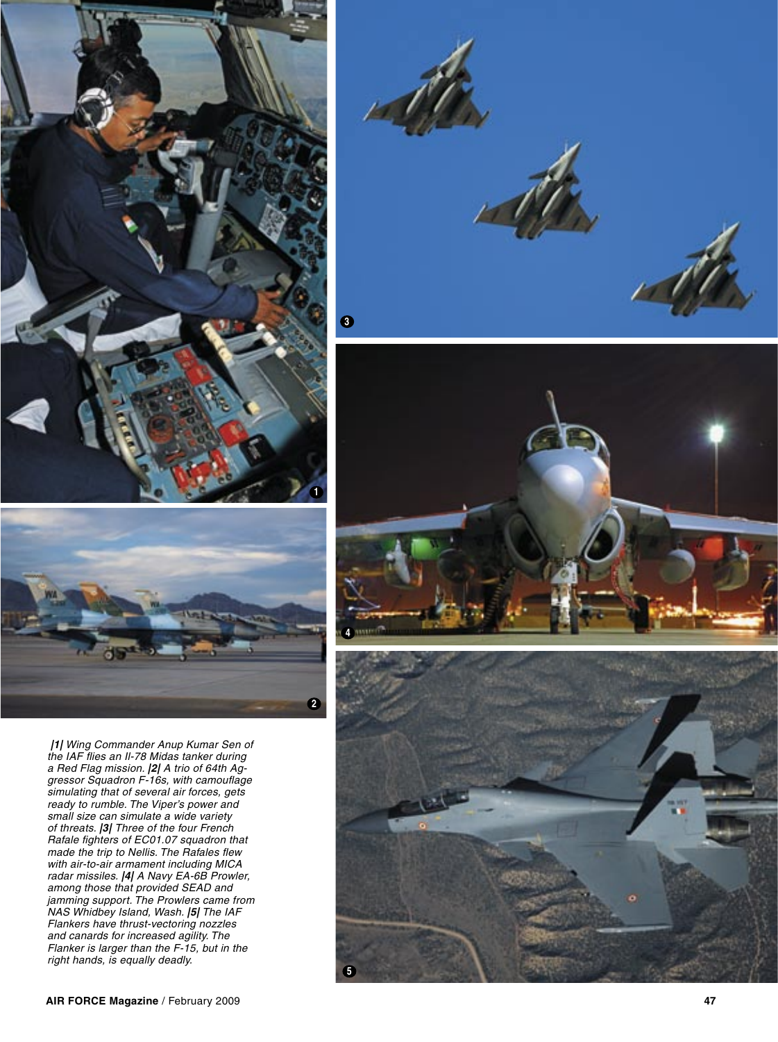*|1| Wing Commander Anup Kumar Sen of the IAF flies an Il-78 Midas tanker during a Red Flag mission. |2| A trio of 64th Aggressor Squadron F-16s, with camouflage simulating that of several air forces, gets ready to rumble. The Viper's power and small size can simulate a wide variety of threats. |3| Three of the four French Rafale fighters of EC01.07 squadron that made the trip to Nellis. The Rafales flew with air-to-air armament including MICA radar missiles. |4| A Navy EA-6B Prowler, among those that provided SEAD and jamming support. The Prowlers came from NAS Whidbey Island, Wash. |5| The IAF Flankers have thrust-vectoring nozzles and canards for increased agility. The Flanker is larger than the F-15, but in the right hands, is equally deadly.*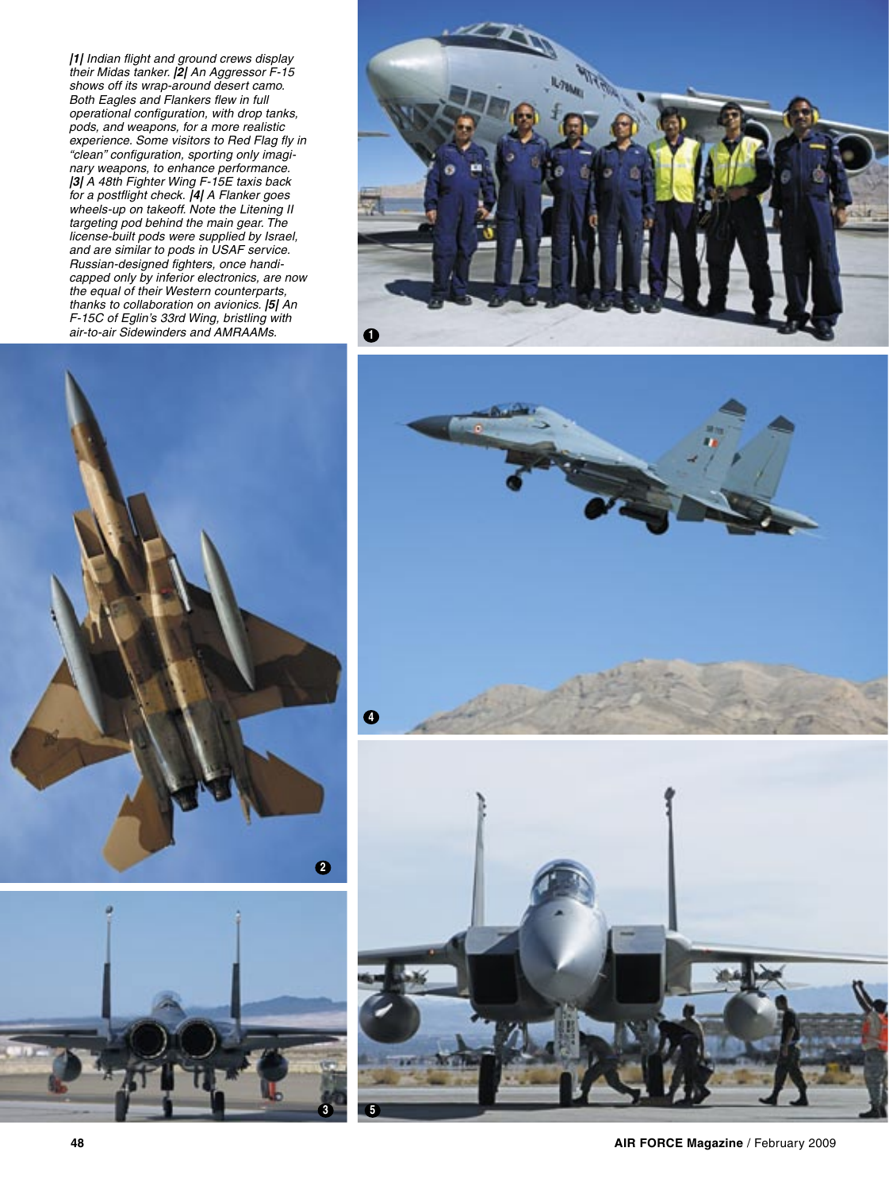*|1| Indian flight and ground crews display their Midas tanker. |2| An Aggressor F-15 shows off its wrap-around desert camo. Both Eagles and Flankers flew in full operational configuration, with drop tanks, pods, and weapons, for a more realistic experience. Some visitors to Red Flag fly in "clean" configuration, sporting only imaginary weapons, to enhance performance. |3| A 48th Fighter Wing F-15E taxis back for a postflight check. |4| A Flanker goes wheels-up on takeoff. Note the Litening II targeting pod behind the main gear. The license-built pods were supplied by Israel, and are similar to pods in USAF service. Russian-designed fighters, once handicapped only by inferior electronics, are now the equal of their Western counterparts, thanks to collaboration on avionics. |5| An F-15C of Eglin's 33rd Wing, bristling with air-to-air Sidewinders and AMRAAMs.*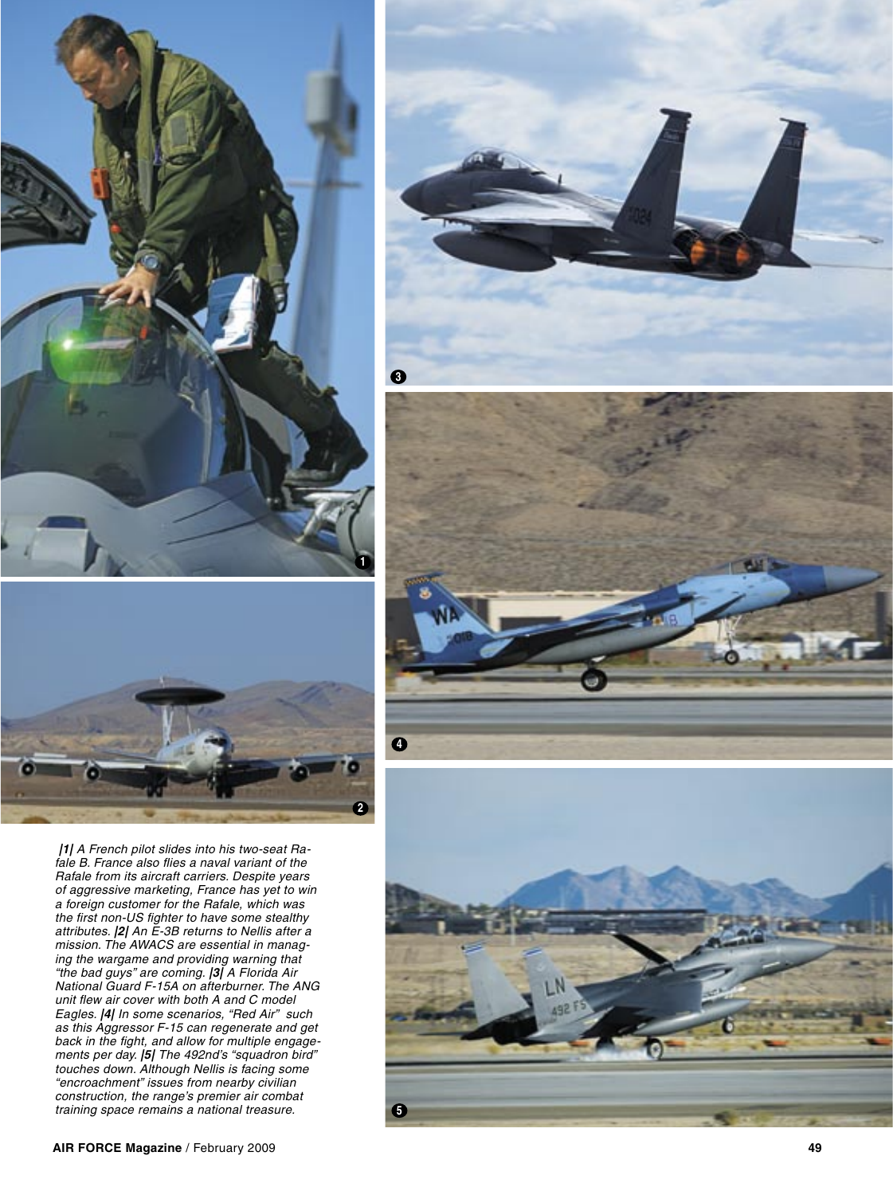*|1| A French pilot slides into his two-seat Rafale B. France also flies a naval variant of the Rafale from its aircraft carriers. Despite years of aggressive marketing, France has yet to win a foreign customer for the Rafale, which was the first non-US fighter to have some stealthy attributes. |2| An E-3B returns to Nellis after a mission. The AWACS are essential in managing the wargame and providing warning that "the bad guys" are coming. |3| A Florida Air National Guard F-15A on afterburner. The ANG unit flew air cover with both A and C model Eagles. |4| In some scenarios, "Red Air" such as this Aggressor F-15 can regenerate and get back in the fight, and allow for multiple engagements per day. |5| The 492nd's "squadron bird" touches down. Although Nellis is facing some "encroachment" issues from nearby civilian construction, the range's premier air combat training space remains a national treasure.*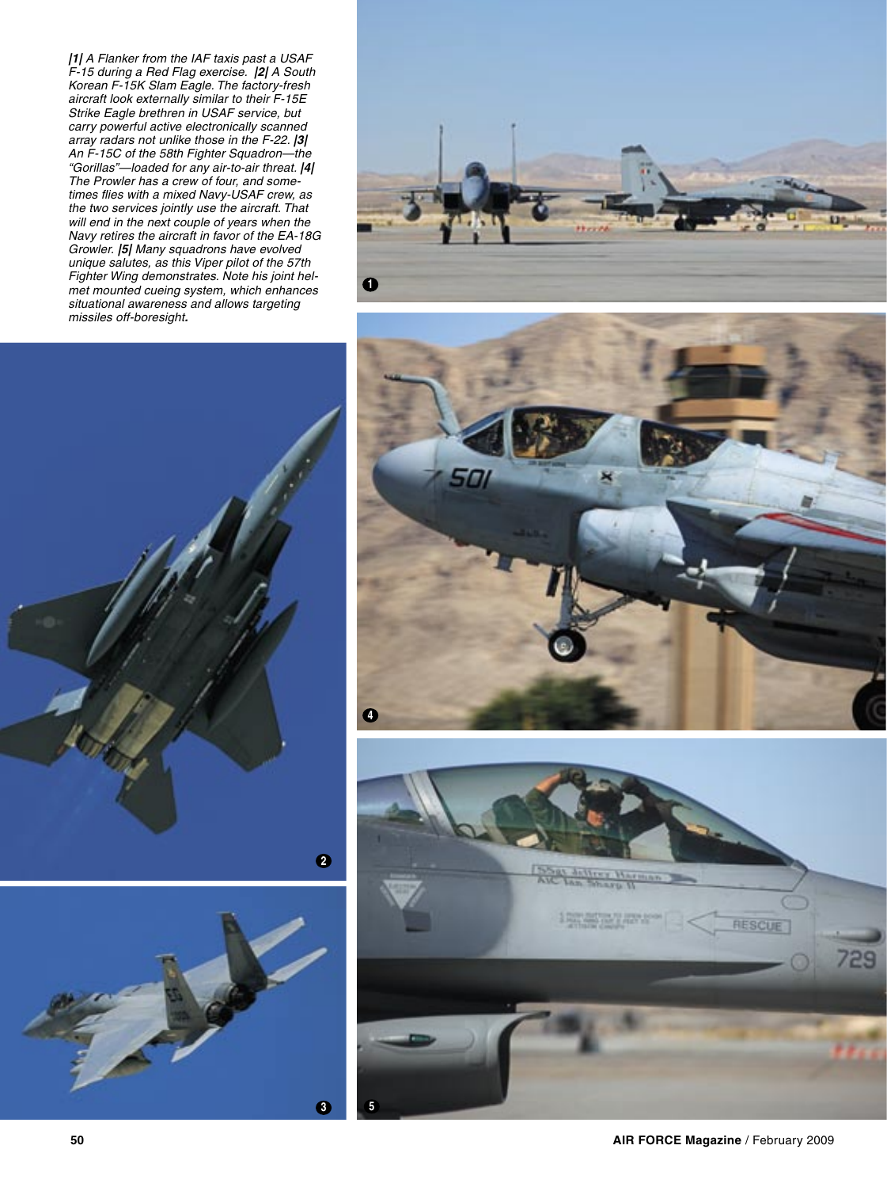*|1| A Flanker from the IAF taxis past a USAF F-15 during a Red Flag exercise. |2| A South Korean F-15K Slam Eagle. The factory-fresh aircraft look externally similar to their F-15E Strike Eagle brethren in USAF service, but carry powerful active electronically scanned array radars not unlike those in the F-22. |3| An F-15C of the 58th Fighter Squadron—the "Gorillas"—loaded for any air-to-air threat. |4| The Prowler has a crew of four, and sometimes flies with a mixed Navy-USAF crew, as the two services jointly use the aircraft. That will end in the next couple of years when the Navy retires the aircraft in favor of the EA-18G Growler. |5| Many squadrons have evolved unique salutes, as this Viper pilot of the 57th Fighter Wing demonstrates. Note his joint helmet mounted cueing system, which enhances situational awareness and allows targeting missiles off-boresight.*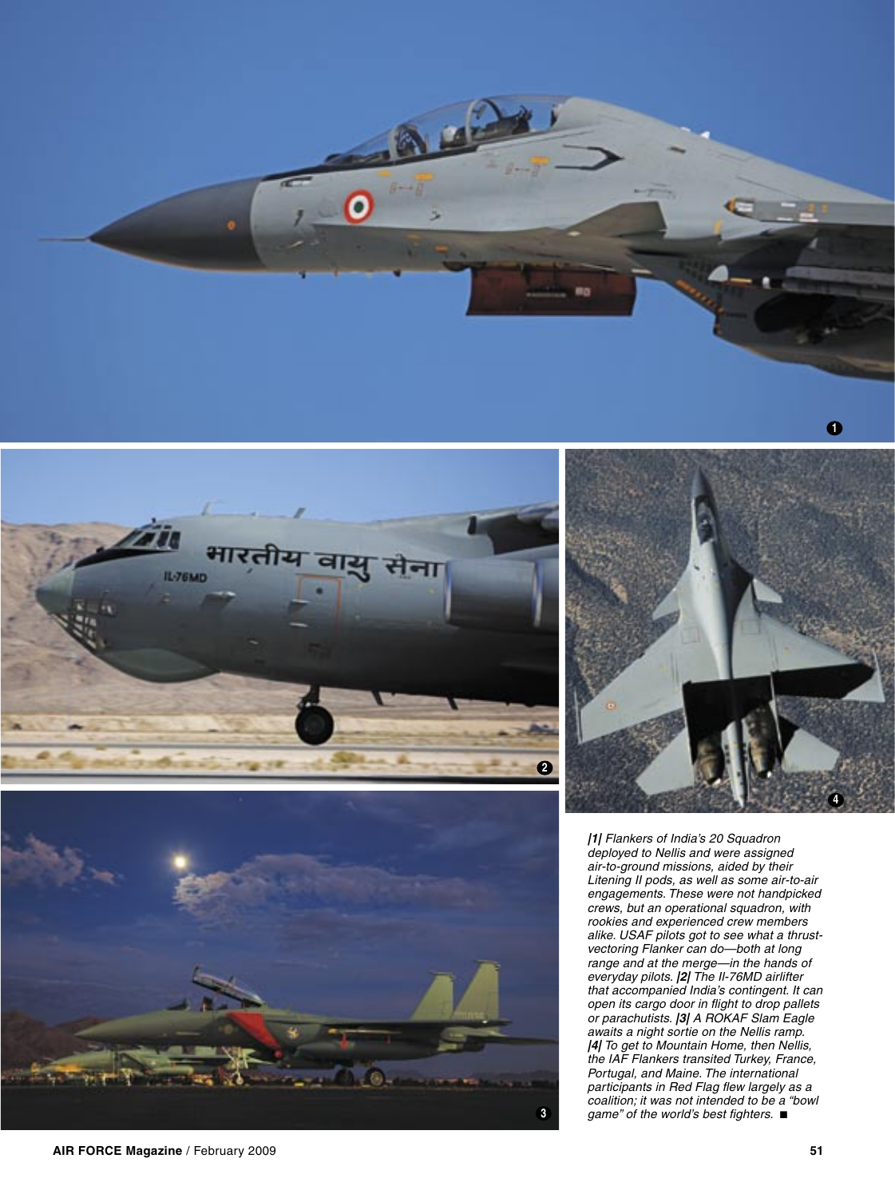*|1| Flankers of India's 20 Squadron deployed to Nellis and were assigned air-to-ground missions, aided by their Litening II pods, as well as some air-to-air engagements. These were not handpicked crews, but an operational squadron, with rookies and experienced crew members alike. USAF pilots got to see what a thrust-vectoring Flanker can do—both at long range and at the merge—in the hands of everyday pilots. |2| The Il-76MD airlifter that accompanied India's contingent. It can open its cargo door in flight to drop pallets or parachutists. |3| A ROKAF Slam Eagle awaits a night sortie on the Nellis ramp. |4| To get to Mountain Home, then Nellis, the IAF Flankers transited Turkey, France, Portugal, and Maine. The international participants in Red Flag flew largely as a coalition; it was not intended to be a "bowl game" of the world's best fighters.* ■